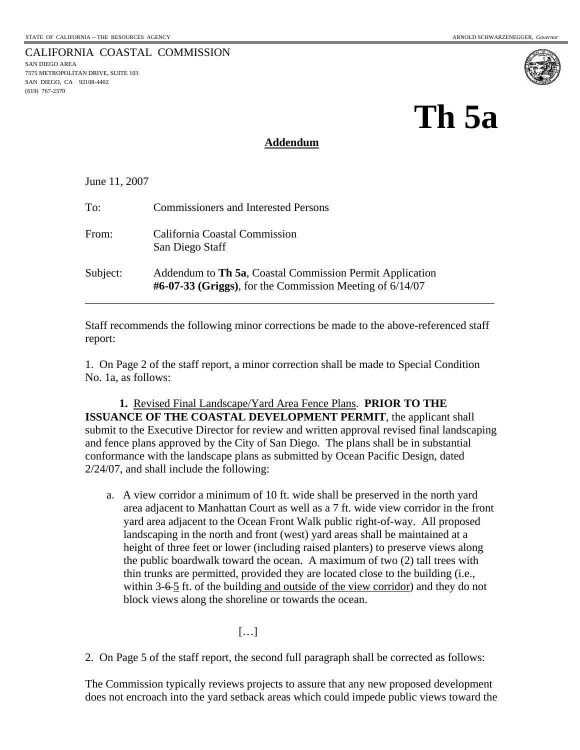STATE OF CALIFORNIA -- THE RESOURCES AGENCY ARNOLD SCHWARZENEGGER, *Governor*

CALIFORNIA COASTAL COMMISSION
SAN DIEGO AREA
7575 METROPOLITAN DRIVE, SUITE 103
SAN DIEGO, CA 92108-4402
(619) 767-2370

# Th 5a

**Addendum**

June 11, 2007

To: Commissioners and Interested Persons

From: California Coastal Commission
San Diego Staff

Subject: Addendum to **Th 5a**, Coastal Commission Permit Application **#6-07-33 (Griggs)**, for the Commission Meeting of 6/14/07

---

Staff recommends the following minor corrections be made to the above-referenced staff report:

1. On Page 2 of the staff report, a minor correction shall be made to Special Condition No. 1a, as follows:

**1.** <u>Revised Final Landscape/Yard Area Fence Plans</u>. **PRIOR TO THE ISSUANCE OF THE COASTAL DEVELOPMENT PERMIT**, the applicant shall submit to the Executive Director for review and written approval revised final landscaping and fence plans approved by the City of San Diego. The plans shall be in substantial conformance with the landscape plans as submitted by Ocean Pacific Design, dated 2/24/07, and shall include the following:

a. A view corridor a minimum of 10 ft. wide shall be preserved in the north yard area adjacent to Manhattan Court as well as a 7 ft. wide view corridor in the front yard area adjacent to the Ocean Front Walk public right-of-way. All proposed landscaping in the north and front (west) yard areas shall be maintained at a height of three feet or lower (including raised planters) to preserve views along the public boardwalk toward the ocean. A maximum of two (2) tall trees with thin trunks are permitted, provided they are located close to the building (i.e., within 3-~~6~~ <u>5</u> ft. of the building<u> and outside of the view corridor</u>) and they do not block views along the shoreline or towards the ocean.

[…]

2. On Page 5 of the staff report, the second full paragraph shall be corrected as follows:

The Commission typically reviews projects to assure that any new proposed development does not encroach into the yard setback areas which could impede public views toward the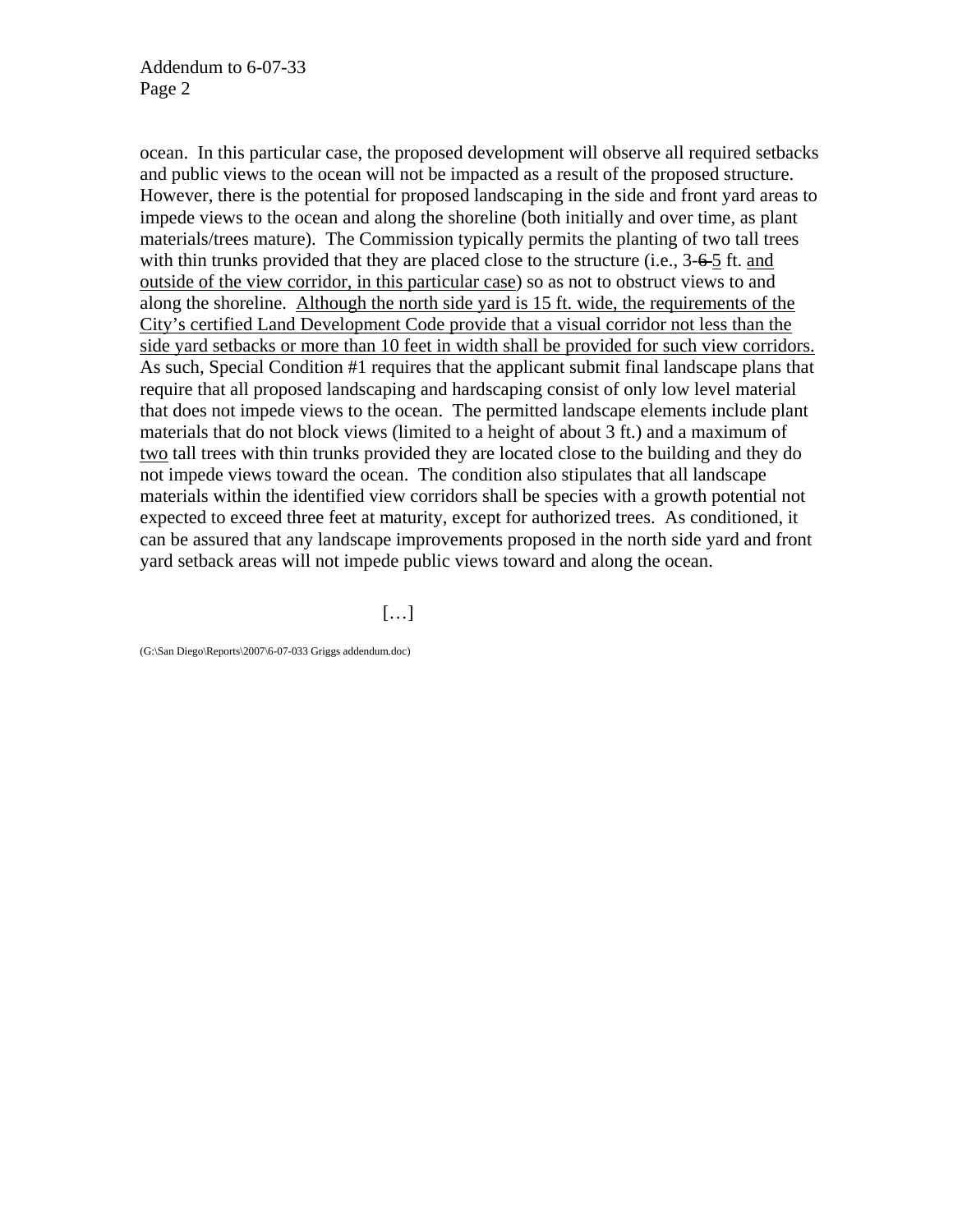ocean. In this particular case, the proposed development will observe all required setbacks and public views to the ocean will not be impacted as a result of the proposed structure. However, there is the potential for proposed landscaping in the side and front yard areas to impede views to the ocean and along the shoreline (both initially and over time, as plant materials/trees mature). The Commission typically permits the planting of two tall trees with thin trunks provided that they are placed close to the structure (i.e., 3-~~6~~ <u>5</u> ft. <u>and outside of the view corridor, in this particular case</u>) so as not to obstruct views to and along the shoreline. <u>Although the north side yard is 15 ft. wide, the requirements of the City's certified Land Development Code provide that a visual corridor not less than the side yard setbacks or more than 10 feet in width shall be provided for such view corridors.</u> As such, Special Condition #1 requires that the applicant submit final landscape plans that require that all proposed landscaping and hardscaping consist of only low level material that does not impede views to the ocean. The permitted landscape elements include plant materials that do not block views (limited to a height of about 3 ft.) and a maximum of <u>two</u> tall trees with thin trunks provided they are located close to the building and they do not impede views toward the ocean. The condition also stipulates that all landscape materials within the identified view corridors shall be species with a growth potential not expected to exceed three feet at maturity, except for authorized trees. As conditioned, it can be assured that any landscape improvements proposed in the north side yard and front yard setback areas will not impede public views toward and along the ocean.

[…]

(G:\San Diego\Reports\2007\6-07-033 Griggs addendum.doc)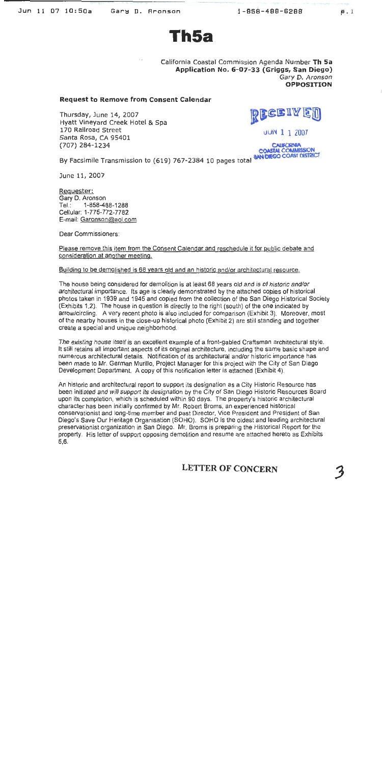# Th5a

California Coastal Commission Agenda Number **Th 5a**
**Application No. 6-07-33 (Griggs, San Diego)**
*Gary D. Aronson*
**OPPOSITION**

**Request to Remove from Consent Calendar**

Thursday, June 14, 2007
Hyatt Vineyard Creek Hotel & Spa
170 Railroad Street
Santa Rosa, CA 95401
(707) 284-1234

RECEIVED
JUN 11 2007
CALIFORNIA COASTAL COMMISSION SAN DIEGO COAST DISTRICT

By Facsimile Transmission to (619) 767-2384 10 pages total

June 11, 2007

Requester:
Gary D. Aronson
Tel.: 1-858-488-1288
Cellular: 1-775-772-7782
E-mail: Garonson@aol.com

Dear Commissioners:

Please remove this item from the Consent Calendar and reschedule it for public debate and consideration at another meeting.

Building to be demolished is 68 years old and an historic and/or architectural resource.

The house being considered for demolition is at least 68 years old and is of *historic and/or architectural* importance. Its age is clearly demonstrated by the attached copies of historical photos taken in 1939 and 1945 and copied from the collection of the San Diego Historical Society (Exhibits 1,2). The house in question is directly to the right (south) of the one indicated by arrow/circling. A very recent photo is also included for comparison (Exhibit 3). Moreover, most of the nearby houses in the close-up historical photo (Exhibit 2) are still standing and together create a special and unique neighborhood.

The existing house itself is an excellent example of a front-gabled Craftsman architectural style. It still retains all important aspects of its original architecture, including the same basic shape and numerous architectural details. Notification of its architectural and/or historic importance has been made to Mr. German Murillo, Project Manager for this project with the City of San Diego Development Department. A copy of this notification letter is attached (Exhibit 4).

An historic and architectural report to support its designation as a City Historic Resource has been initiated and will support its designation by the City of San Diego Historic Resources Board upon its completion, which is scheduled within 90 days. The property's historic architectural character has been initially confirmed by Mr. Robert Broms, an experienced historical conservationist and long-time member and past Director, Vice President and President of San Diego's Save Our Heritage Organisation (SOHO). SOHO is the oldest and leading architectural preservationist organization in San Diego. Mr. Broms is preparing the Historical Report for the property. His letter of support opposing demolition and resume are attached hereto as Exhibits 5,6.

LETTER OF CONCERN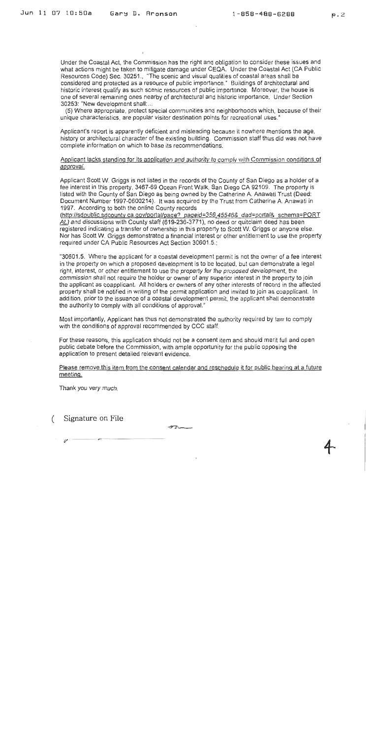Under the Coastal Act, the Commission has the right and obligation to consider these issues and what actions might be taken to mitigate damage under CEQA. Under the Coastal Act (CA Public Resources Code) Sec. 30251., "The scenic and visual qualities of coastal areas shall be considered and protected as a resource of public importance." Buildings of architectural and historic interest qualify as such scenic resources of public importance. Moreover, the house is one of several remaining ones nearby of architectural and historic importance. Under Section 30253: "New development shall:...

(5) Where appropriate, protect special communities and neighborhoods which, because of their unique characteristics, are popular visitor destination points for recreational uses."

Applicant's report is apparently deficient and misleading because it nowhere mentions the age, history or architectural character of the existing building. Commission staff thus did was not have complete information on which to base its recommendations.

Applicant lacks standing for its application *and authority* to comply with Commission conditions of approval.

Applicant Scott W. Griggs is not listed in the records of the County of San Diego as a holder of a fee interest in this property, 3467-69 Ocean Front Walk, San Diego CA 92109. The property is listed with the County of San Diego as being owned by the Catherine A. Anawati Trust (Deed: Document Number 1997-0600214). It was acquired by the Trust from Catherine A. Anawati in 1997. According to both the online County records (http://sdpublic.sdcounty.ca.gov/portal/page?_pageid=358,45546&_dad=portal&_schema=PORTAL) and discussions with County staff (619-236-3771), no deed or quitclaim deed has been registered indicating a transfer of ownership in this property to Scott W. Griggs or anyone else. Nor has Scott W. Griggs demonstrated a financial interest or other entitlement to use the property required under CA Public Resources Act Section 30601.5.:

"30601.5. Where the applicant for a coastal development permit is not the owner of a fee interest in the property on which a proposed development is to be located, but can demonstrate a legal right, interest, or other entitlement to use the property *for the proposed* development, the *commission shall* not require the holder or owner of any superior interest in the property to join the applicant as coapplicant. All holders or owners of any other interests of record in the affected property shall be notified in writing of the permit application and invited to join as coapplicant. In addition, prior to the issuance of a coastal development permit, the applicant shall demonstrate the authority to comply with all conditions of approval."

Most importantly, Applicant has thus not demonstrated the authority required by law to comply with the conditions of approval recommended by CCC staff.

For these reasons, this application should not be a consent item and should merit full and open public debate before the Commission, with ample opportunity for the public opposing the application to present detailed relevant evidence.

Please remove this item from the consent calendar and reschedule it for public hearing at a future meeting.

Thank you very much,

Signature on File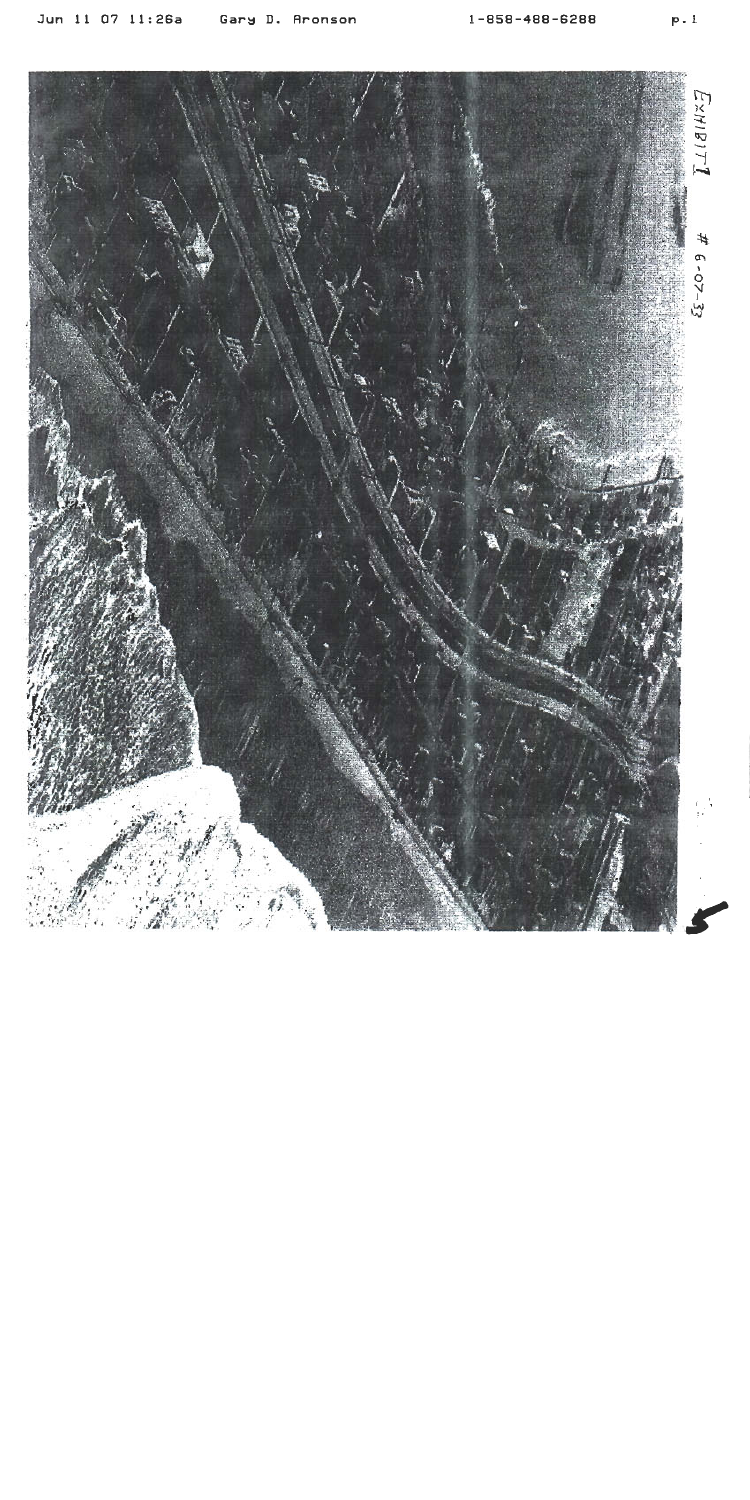EXHIBIT 1

# 6-07-33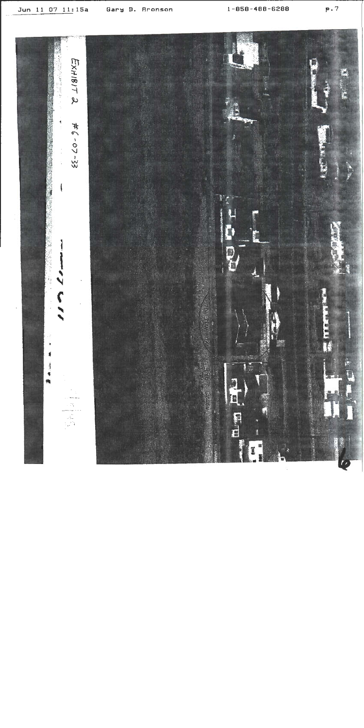EXHIBIT 2 #6-07-33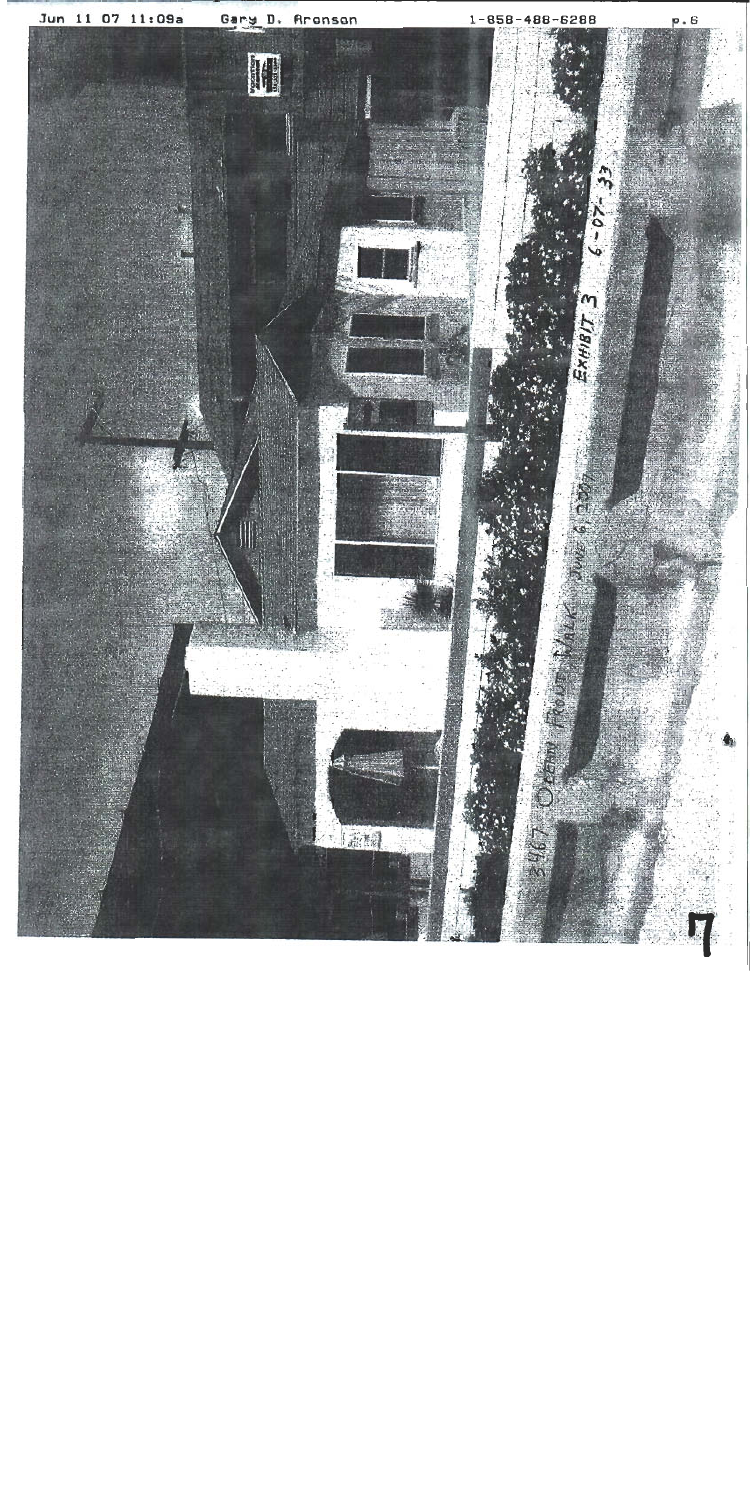3467 Ocean Front Walk June 6, 2007

EXHIBIT 3

6-07-33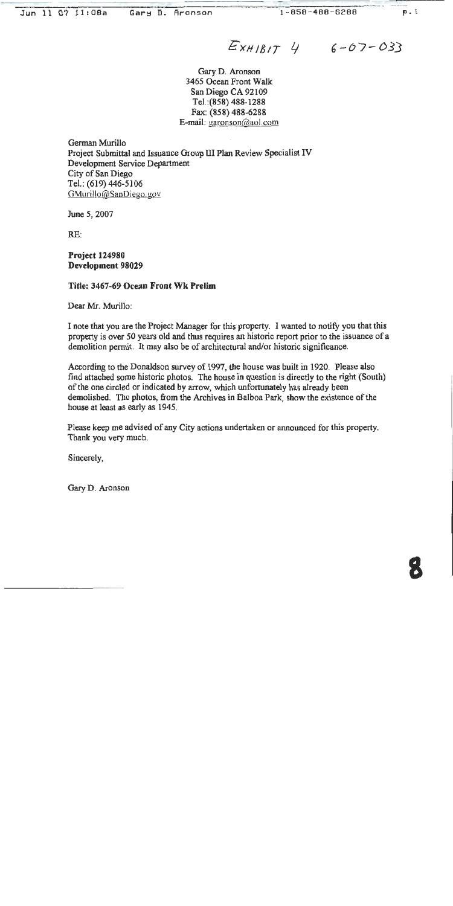EXHIBIT 4    6-07-033

Gary D. Aronson
3465 Ocean Front Walk
San Diego CA 92109
Tel.:(858) 488-1288
Fax: (858) 488-6288
E-mail: garonson@aol.com

German Murillo
Project Submittal and Issuance Group III Plan Review Specialist IV
Development Service Department
City of San Diego
Tel.: (619) 446-5106
GMurillo@SanDiego.gov

June 5, 2007

RE:

**Project 124980**
**Development 98029**

**Title: 3467-69 Ocean Front Wk Prelim**

Dear Mr. Murillo:

I note that you are the Project Manager for this property. I wanted to notify you that this property is over 50 years old and thus requires an historic report prior to the issuance of a demolition permit. It may also be of architectural and/or historic significance.

According to the Donaldson survey of 1997, the house was built in 1920. Please also find attached some historic photos. The house in question is directly to the right (South) of the one circled or indicated by arrow, which unfortunately has already been demolished. The photos, from the Archives in Balboa Park, show the existence of the house at least as early as 1945.

Please keep me advised of any City actions undertaken or announced for this property. Thank you very much.

Sincerely,

Gary D. Aronson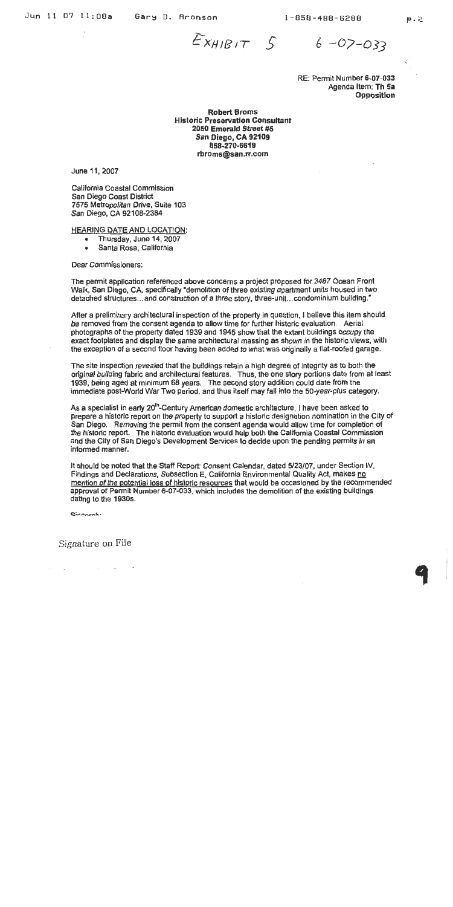EXHIBIT 5 6-07-033

RE: Permit Number 6-07-033
Agenda Item: Th 5a
**Opposition**

**Robert Broms**
**Historic Preservation Consultant**
**2050 Emerald Street #5**
**San Diego, CA 92109**
**858-270-6619**
**rbroms@san.rr.com**

June 11, 2007

California Coastal Commission
San Diego Coast District
7575 Metropolitan Drive, Suite 103
San Diego, CA 92108-2384

HEARING DATE AND LOCATION:

- Thursday, June 14, 2007
- Santa Rosa, California

Dear Commissioners:

The permit application referenced above concerns a project proposed for 3467 Ocean Front Walk, San Diego, CA, specifically "demolition of three existing apartment units housed in two detached structures…and construction of a three story, three-unit…condominium building."

After a preliminary architectural inspection of the property in question, I believe this item should be removed from the consent agenda to allow time for further historic evaluation. Aerial photographs of the property dated 1939 and 1945 show that the extant buildings occupy the exact footplates and display the same architectural massing as shown in the historic views, with the exception of a second floor having been added to what was originally a flat-roofed garage.

The site inspection revealed that the buildings retain a high degree of integrity as to both the original building fabric and architectural features. Thus, the one story portions date from at least 1939, being aged at minimum 68 years. The second story addition could date from the immediate post-World War Two period, and thus itself may fall into the 50-year-plus category.

As a specialist in early 20th-Century American domestic architecture, I have been asked to prepare a historic report on the property to support a historic designation nomination in the City of San Diego. Removing the permit from the consent agenda would allow time for completion of the historic report. The historic evaluation would help both the California Coastal Commission and the City of San Diego's Development Services to decide upon the pending permits in an informed manner.

It should be noted that the Staff Report: Consent Calendar, dated 5/23/07, under Section IV, Findings and Declarations, Subsection E, California Environmental Quality Act, makes no mention of the potential loss of historic resources that would be occasioned by the recommended approval of Permit Number 6-07-033, which includes the demolition of the existing buildings dating to the 1930s.

Sincerely,

Signature on File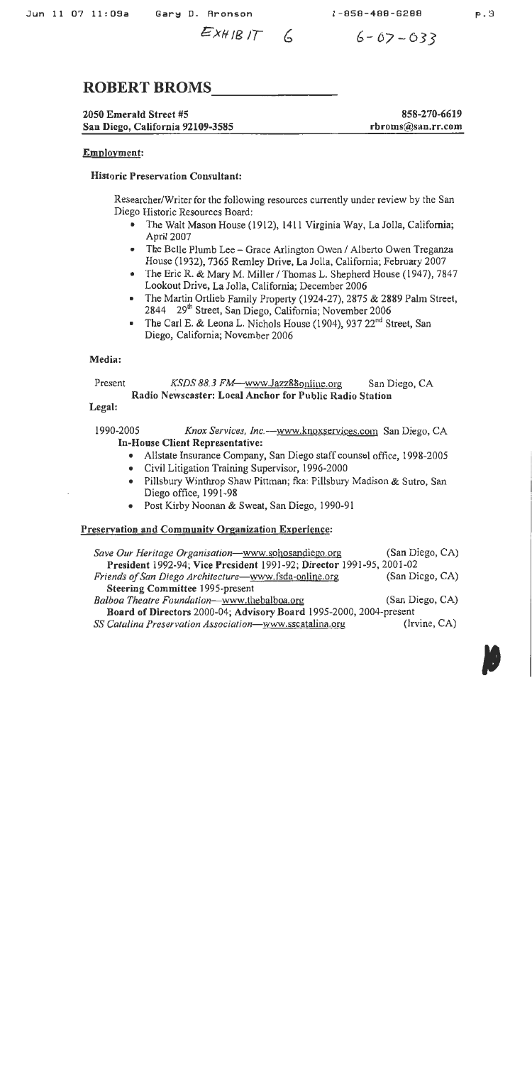EXHIBIT 6 6-07-033

# ROBERT BROMS

**2050 Emerald Street #5**
**San Diego, California 92109-3585**

**858-270-6619**
**rbroms@san.rr.com**

## Employment:

### Historic Preservation Consultant:

Researcher/Writer for the following resources currently under review by the San Diego Historic Resources Board:

- The Walt Mason House (1912), 1411 Virginia Way, La Jolla, California; April 2007
- The Belle Plumb Lee – Grace Arlington Owen / Alberto Owen Treganza House (1932), 7365 Remley Drive, La Jolla, California; February 2007
- The Eric R. & Mary M. Miller / Thomas L. Shepherd House (1947), 7847 Lookout Drive, La Jolla, California; December 2006
- The Martin Ortlieb Family Property (1924-27), 2875 & 2889 Palm Street, 2844 29th Street, San Diego, California; November 2006
- The Carl E. & Leona L. Nichols House (1904), 937 22nd Street, San Diego, California; November 2006

### Media:

Present *KSDS 88.3 FM*—www.Jazz88online.org San Diego, CA
**Radio Newscaster: Local Anchor for Public Radio Station**

### Legal:

1990-2005 *Knox Services, Inc.*—www.knoxservices.com San Diego, CA
**In-House Client Representative:**

- Allstate Insurance Company, San Diego staff counsel office, 1998-2005
- Civil Litigation Training Supervisor, 1996-2000
- Pillsbury Winthrop Shaw Pittman; fka: Pillsbury Madison & Sutro, San Diego office, 1991-98
- Post Kirby Noonan & Sweat, San Diego, 1990-91

## Preservation and Community Organization Experience:

*Save Our Heritage Organisation*—www.sohosandiego.org (San Diego, CA)
**President 1992-94; Vice President 1991-92; Director 1991-95, 2001-02**

*Friends of San Diego Architecture*—www.fsda-online.org (San Diego, CA)
**Steering Committee 1995-present**

*Balboa Theatre Foundation*—www.thebalboa.org (San Diego, CA)
**Board of Directors 2000-04; Advisory Board 1995-2000, 2004-present**

*SS Catalina Preservation Association*—www.sscatalina.org (Irvine, CA)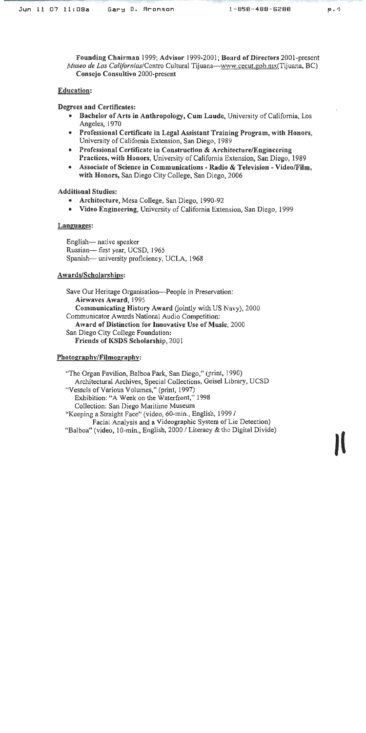**Founding Chairman** 1999; **Advisor** 1999-2001; **Board of Directors** 2001-present
*Museo de Las Californias*/Centro Cultural Tijuana—www.cecut.gob.mx(Tijuana, BC)
**Consejo Consultivo** 2000-present

## Education:

**Degrees and Certificates:**

- **Bachelor of Arts in Anthropology, Cum Laude,** University of California, Los Angeles, 1970
- **Professional Certificate in Legal Assistant Training Program, with Honors,** University of California Extension, San Diego, 1989
- **Professional Certificate in Construction & Architecture/Engineering Practices, with Honors,** University of California Extension, San Diego, 1989
- **Associate of Science in Communications - Radio & Television - Video/Film, with Honors,** San Diego City College, San Diego, 2006

**Additional Studies:**

- **Architecture,** Mesa College, San Diego, 1990-92
- **Video Engineering,** University of California Extension, San Diego, 1999

## Languages:

English— native speaker
Russian— first year, UCSD, 1965
Spanish— university proficiency, UCLA, 1968

## Awards/Scholarships:

Save Our Heritage Organisation—People in Preservation:
**Airwaves Award,** 1995
**Communicating History Award** (jointly with US Navy), 2000
Communicator Awards National Audio Competition:
**Award of Distinction for Innovative Use of Music,** 2000
San Diego City College Foundation:
**Friends of KSDS Scholarship,** 2001

## Photography/Filmography:

"The Organ Pavilion, Balboa Park, San Diego," (print, 1990)
Architectural Archives, Special Collections, Geisel Library, UCSD
"Vessels of Various Volumes," (print, 1997)
Exhibition: "A Week on the Waterfront," 1998
Collection: San Diego Maritime Museum
"Keeping a Straight Face" (video, 60-min., English, 1999 /
Facial Analysis and a Videographic System of Lie Detection)
"Balboa" (video, 10-min., English, 2000 / Literacy & the Digital Divide)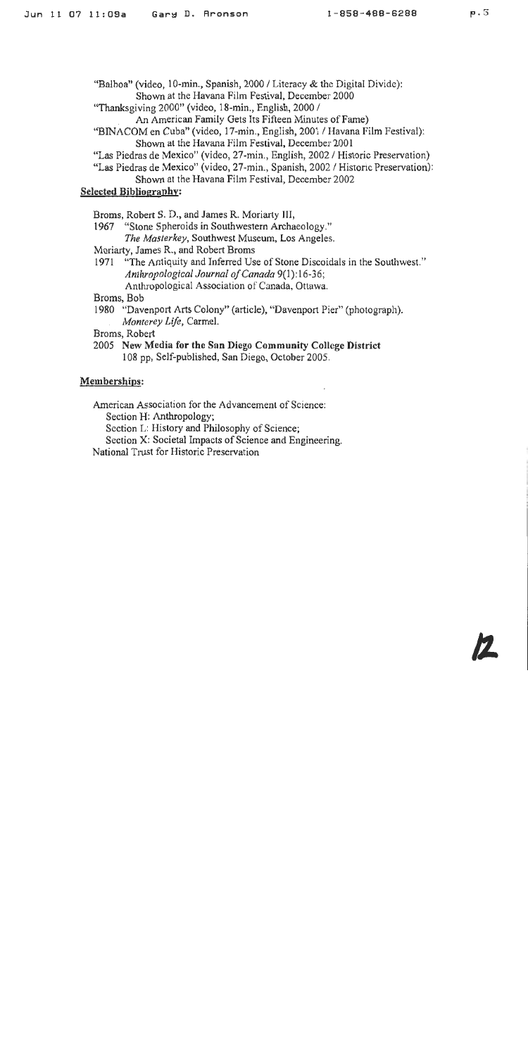"Balboa" (video, 10-min., Spanish, 2000 / Literacy & the Digital Divide):
Shown at the Havana Film Festival, December 2000

"Thanksgiving 2000" (video, 18-min., English, 2000 /
An American Family Gets Its Fifteen Minutes of Fame)

"BINACOM en Cuba" (video, 17-min., English, 2001 / Havana Film Festival):
Shown at the Havana Film Festival, December 2001

"Las Piedras de Mexico" (video, 27-min., English, 2002 / Historic Preservation)

"Las Piedras de Mexico" (video, 27-min., Spanish, 2002 / Historic Preservation):
Shown at the Havana Film Festival, December 2002

**Selected Bibliography:**

Broms, Robert S. D., and James R. Moriarty III,
1967 "Stone Spheroids in Southwestern Archaeology."
*The Masterkey*, Southwest Museum, Los Angeles.

Moriarty, James R., and Robert Broms
1971 "The Antiquity and Inferred Use of Stone Discoidals in the Southwest."
*Anthropological Journal of Canada* 9(1):16-36;
Anthropological Association of Canada, Ottawa.

Broms, Bob
1980 "Davenport Arts Colony" (article), "Davenport Pier" (photograph).
*Monterey Life*, Carmel.

Broms, Robert
2005 **New Media for the San Diego Community College District**
108 pp, Self-published, San Diego, October 2005.

**Memberships:**

American Association for the Advancement of Science:
Section H: Anthropology;
Section L: History and Philosophy of Science;
Section X: Societal Impacts of Science and Engineering.

National Trust for Historic Preservation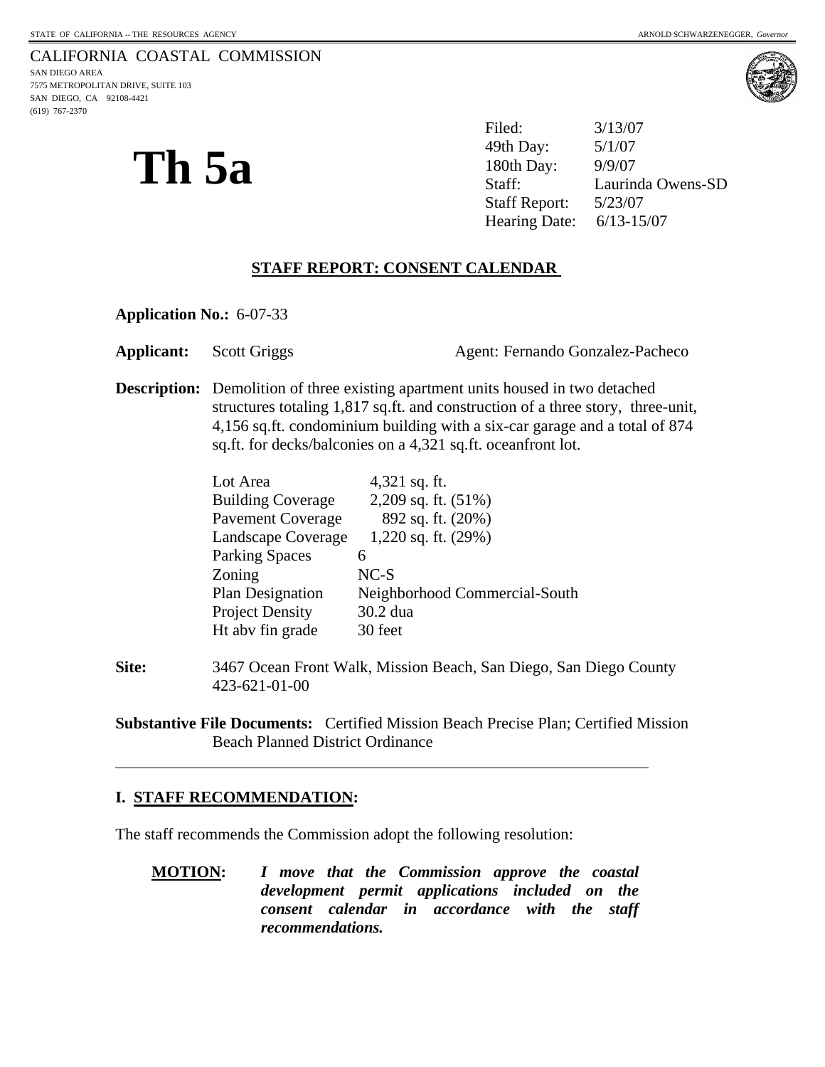STATE OF CALIFORNIA -- THE RESOURCES AGENCY — ARNOLD SCHWARZENEGGER, *Governor*

CALIFORNIA COASTAL COMMISSION
SAN DIEGO AREA
7575 METROPOLITAN DRIVE, SUITE 103
SAN DIEGO, CA 92108-4421
(619) 767-2370

# Th 5a

| | |
|---|---|
| Filed: | 3/13/07 |
| 49th Day: | 5/1/07 |
| 180th Day: | 9/9/07 |
| Staff: | Laurinda Owens-SD |
| Staff Report: | 5/23/07 |
| Hearing Date: | 6/13-15/07 |

## STAFF REPORT: CONSENT CALENDAR

**Application No.:** 6-07-33

**Applicant:** Scott Griggs — Agent: Fernando Gonzalez-Pacheco

**Description:** Demolition of three existing apartment units housed in two detached structures totaling 1,817 sq.ft. and construction of a three story, three-unit, 4,156 sq.ft. condominium building with a six-car garage and a total of 874 sq.ft. for decks/balconies on a 4,321 sq.ft. oceanfront lot.

| | |
|---|---|
| Lot Area | 4,321 sq. ft. |
| Building Coverage | 2,209 sq. ft. (51%) |
| Pavement Coverage | 892 sq. ft. (20%) |
| Landscape Coverage | 1,220 sq. ft. (29%) |
| Parking Spaces | 6 |
| Zoning | NC-S |
| Plan Designation | Neighborhood Commercial-South |
| Project Density | 30.2 dua |
| Ht abv fin grade | 30 feet |

**Site:** 3467 Ocean Front Walk, Mission Beach, San Diego, San Diego County 423-621-01-00

**Substantive File Documents:** Certified Mission Beach Precise Plan; Certified Mission Beach Planned District Ordinance

## I. STAFF RECOMMENDATION:

The staff recommends the Commission adopt the following resolution:

**MOTION:** ***I move that the Commission approve the coastal development permit applications included on the consent calendar in accordance with the staff recommendations.***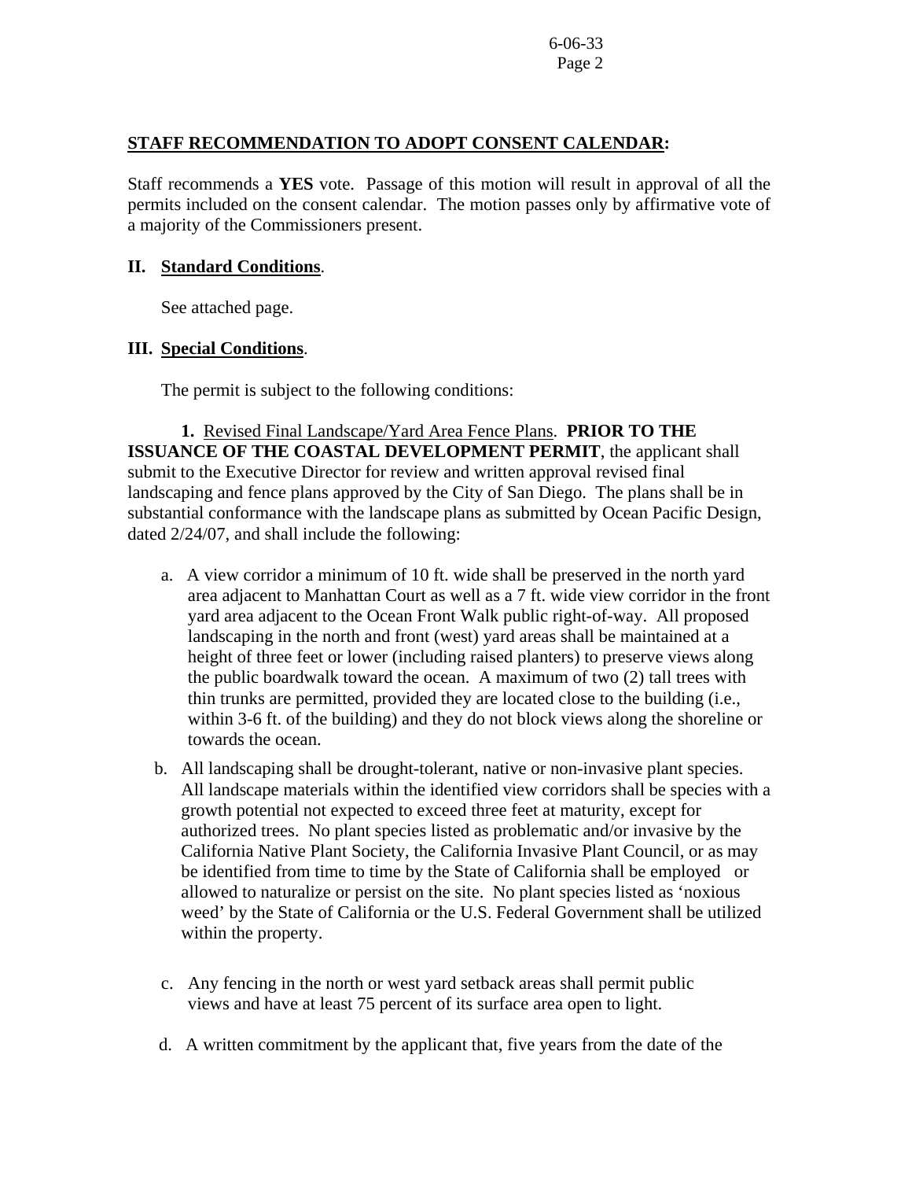**STAFF RECOMMENDATION TO ADOPT CONSENT CALENDAR:**

Staff recommends a **YES** vote. Passage of this motion will result in approval of all the permits included on the consent calendar. The motion passes only by affirmative vote of a majority of the Commissioners present.

## II. Standard Conditions.

See attached page.

## III. Special Conditions.

The permit is subject to the following conditions:

**1.** Revised Final Landscape/Yard Area Fence Plans. **PRIOR TO THE ISSUANCE OF THE COASTAL DEVELOPMENT PERMIT**, the applicant shall submit to the Executive Director for review and written approval revised final landscaping and fence plans approved by the City of San Diego. The plans shall be in substantial conformance with the landscape plans as submitted by Ocean Pacific Design, dated 2/24/07, and shall include the following:

a. A view corridor a minimum of 10 ft. wide shall be preserved in the north yard area adjacent to Manhattan Court as well as a 7 ft. wide view corridor in the front yard area adjacent to the Ocean Front Walk public right-of-way. All proposed landscaping in the north and front (west) yard areas shall be maintained at a height of three feet or lower (including raised planters) to preserve views along the public boardwalk toward the ocean. A maximum of two (2) tall trees with thin trunks are permitted, provided they are located close to the building (i.e., within 3-6 ft. of the building) and they do not block views along the shoreline or towards the ocean.

b. All landscaping shall be drought-tolerant, native or non-invasive plant species. All landscape materials within the identified view corridors shall be species with a growth potential not expected to exceed three feet at maturity, except for authorized trees. No plant species listed as problematic and/or invasive by the California Native Plant Society, the California Invasive Plant Council, or as may be identified from time to time by the State of California shall be employed or allowed to naturalize or persist on the site. No plant species listed as 'noxious weed' by the State of California or the U.S. Federal Government shall be utilized within the property.

c. Any fencing in the north or west yard setback areas shall permit public views and have at least 75 percent of its surface area open to light.

d. A written commitment by the applicant that, five years from the date of the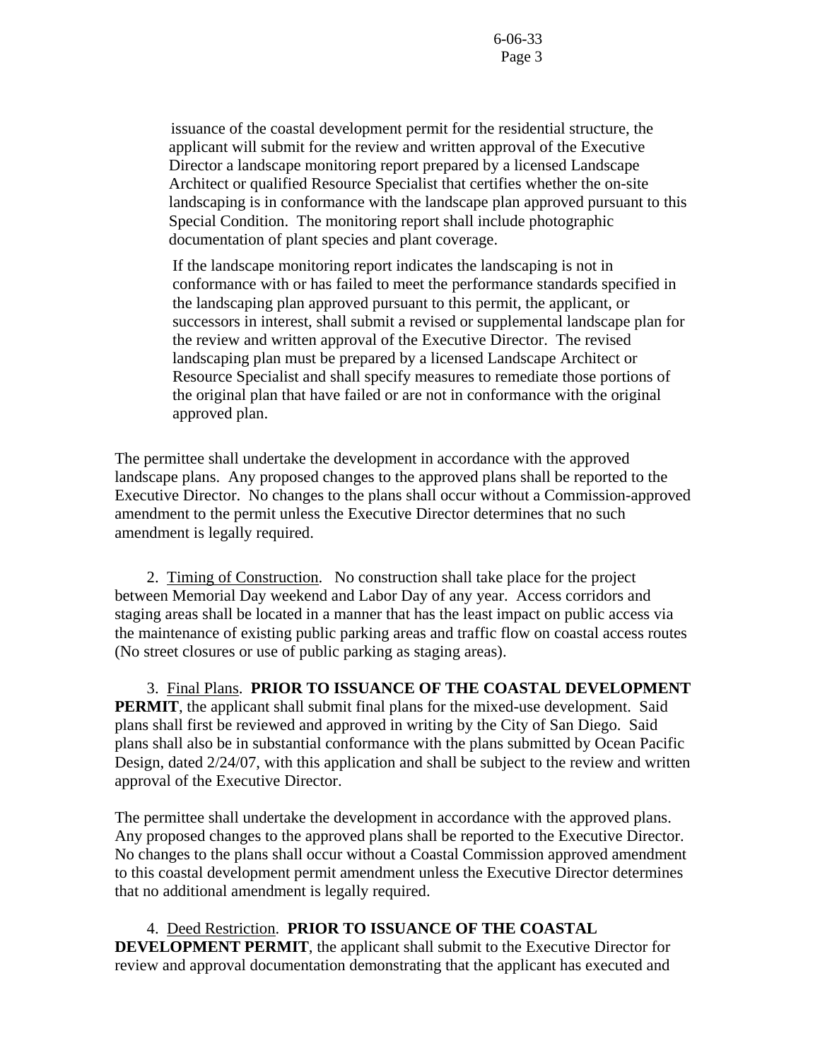issuance of the coastal development permit for the residential structure, the applicant will submit for the review and written approval of the Executive Director a landscape monitoring report prepared by a licensed Landscape Architect or qualified Resource Specialist that certifies whether the on-site landscaping is in conformance with the landscape plan approved pursuant to this Special Condition. The monitoring report shall include photographic documentation of plant species and plant coverage.

If the landscape monitoring report indicates the landscaping is not in conformance with or has failed to meet the performance standards specified in the landscaping plan approved pursuant to this permit, the applicant, or successors in interest, shall submit a revised or supplemental landscape plan for the review and written approval of the Executive Director. The revised landscaping plan must be prepared by a licensed Landscape Architect or Resource Specialist and shall specify measures to remediate those portions of the original plan that have failed or are not in conformance with the original approved plan.

The permittee shall undertake the development in accordance with the approved landscape plans. Any proposed changes to the approved plans shall be reported to the Executive Director. No changes to the plans shall occur without a Commission-approved amendment to the permit unless the Executive Director determines that no such amendment is legally required.

2. Timing of Construction. No construction shall take place for the project between Memorial Day weekend and Labor Day of any year. Access corridors and staging areas shall be located in a manner that has the least impact on public access via the maintenance of existing public parking areas and traffic flow on coastal access routes (No street closures or use of public parking as staging areas).

3. Final Plans. **PRIOR TO ISSUANCE OF THE COASTAL DEVELOPMENT PERMIT**, the applicant shall submit final plans for the mixed-use development. Said plans shall first be reviewed and approved in writing by the City of San Diego. Said plans shall also be in substantial conformance with the plans submitted by Ocean Pacific Design, dated 2/24/07, with this application and shall be subject to the review and written approval of the Executive Director.

The permittee shall undertake the development in accordance with the approved plans. Any proposed changes to the approved plans shall be reported to the Executive Director. No changes to the plans shall occur without a Coastal Commission approved amendment to this coastal development permit amendment unless the Executive Director determines that no additional amendment is legally required.

4. Deed Restriction. **PRIOR TO ISSUANCE OF THE COASTAL DEVELOPMENT PERMIT**, the applicant shall submit to the Executive Director for review and approval documentation demonstrating that the applicant has executed and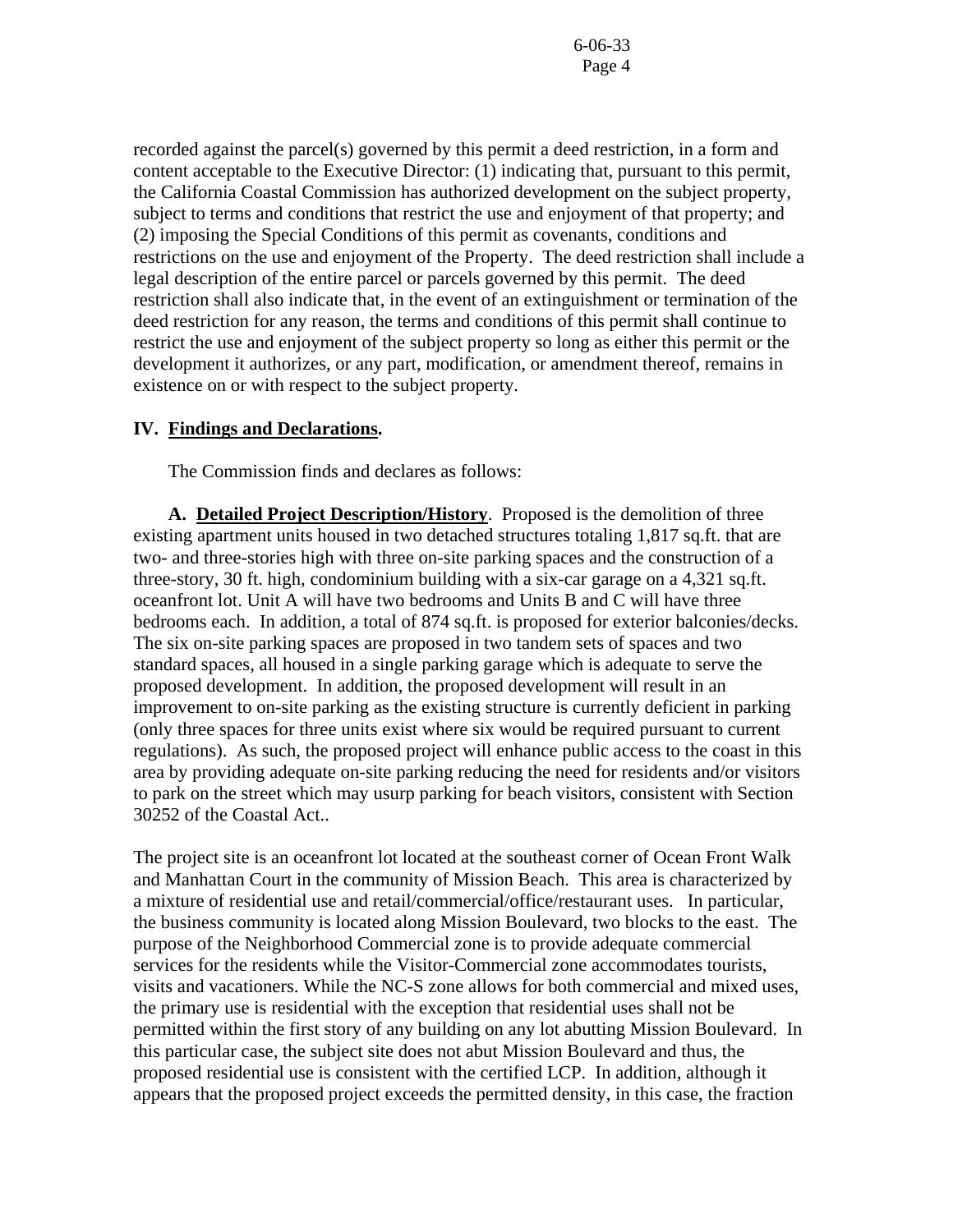recorded against the parcel(s) governed by this permit a deed restriction, in a form and content acceptable to the Executive Director: (1) indicating that, pursuant to this permit, the California Coastal Commission has authorized development on the subject property, subject to terms and conditions that restrict the use and enjoyment of that property; and (2) imposing the Special Conditions of this permit as covenants, conditions and restrictions on the use and enjoyment of the Property. The deed restriction shall include a legal description of the entire parcel or parcels governed by this permit. The deed restriction shall also indicate that, in the event of an extinguishment or termination of the deed restriction for any reason, the terms and conditions of this permit shall continue to restrict the use and enjoyment of the subject property so long as either this permit or the development it authorizes, or any part, modification, or amendment thereof, remains in existence on or with respect to the subject property.

## IV. Findings and Declarations.

The Commission finds and declares as follows:

**A. Detailed Project Description/History**. Proposed is the demolition of three existing apartment units housed in two detached structures totaling 1,817 sq.ft. that are two- and three-stories high with three on-site parking spaces and the construction of a three-story, 30 ft. high, condominium building with a six-car garage on a 4,321 sq.ft. oceanfront lot. Unit A will have two bedrooms and Units B and C will have three bedrooms each. In addition, a total of 874 sq.ft. is proposed for exterior balconies/decks. The six on-site parking spaces are proposed in two tandem sets of spaces and two standard spaces, all housed in a single parking garage which is adequate to serve the proposed development. In addition, the proposed development will result in an improvement to on-site parking as the existing structure is currently deficient in parking (only three spaces for three units exist where six would be required pursuant to current regulations). As such, the proposed project will enhance public access to the coast in this area by providing adequate on-site parking reducing the need for residents and/or visitors to park on the street which may usurp parking for beach visitors, consistent with Section 30252 of the Coastal Act..

The project site is an oceanfront lot located at the southeast corner of Ocean Front Walk and Manhattan Court in the community of Mission Beach. This area is characterized by a mixture of residential use and retail/commercial/office/restaurant uses. In particular, the business community is located along Mission Boulevard, two blocks to the east. The purpose of the Neighborhood Commercial zone is to provide adequate commercial services for the residents while the Visitor-Commercial zone accommodates tourists, visits and vacationers. While the NC-S zone allows for both commercial and mixed uses, the primary use is residential with the exception that residential uses shall not be permitted within the first story of any building on any lot abutting Mission Boulevard. In this particular case, the subject site does not abut Mission Boulevard and thus, the proposed residential use is consistent with the certified LCP. In addition, although it appears that the proposed project exceeds the permitted density, in this case, the fraction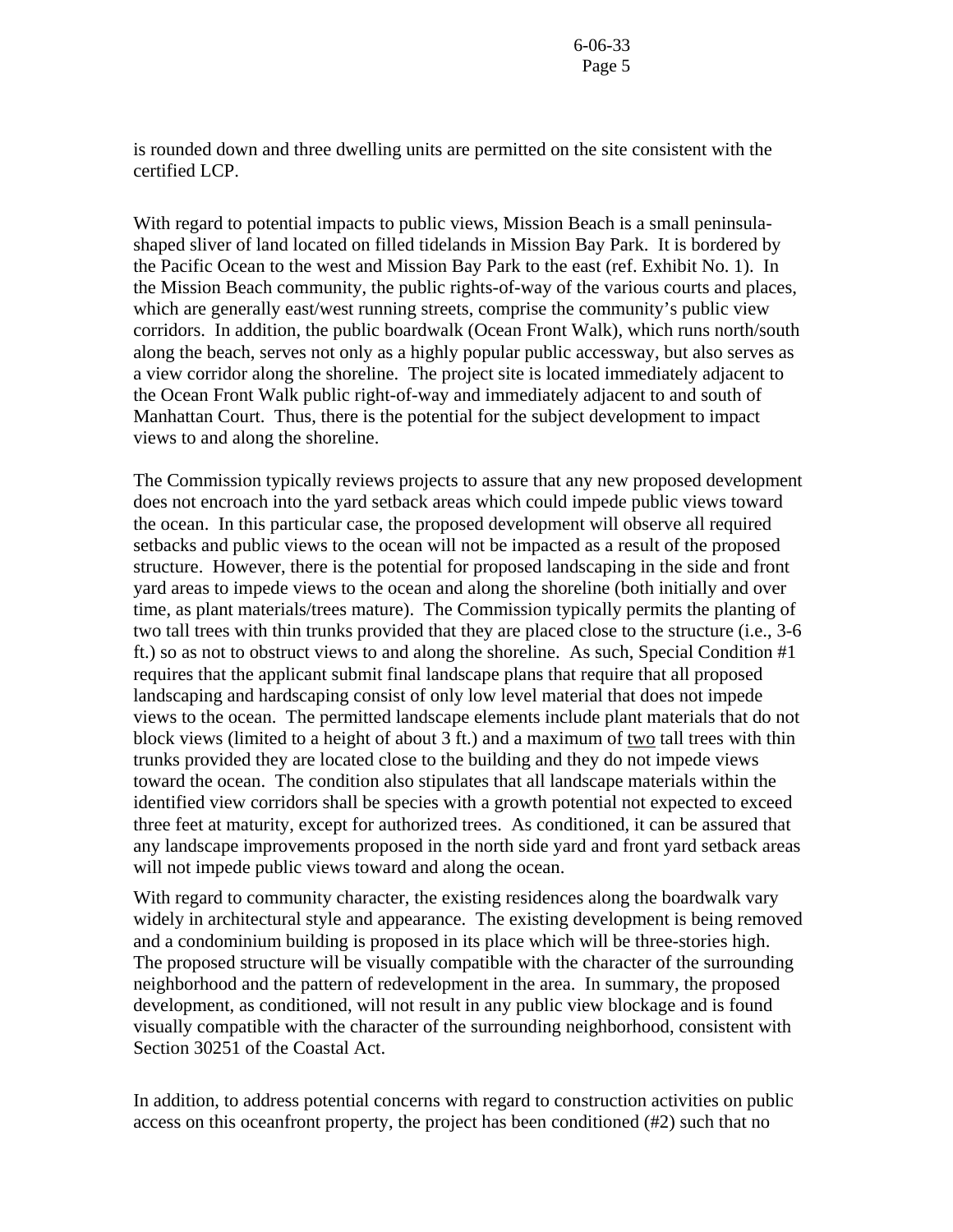is rounded down and three dwelling units are permitted on the site consistent with the certified LCP.

With regard to potential impacts to public views, Mission Beach is a small peninsula-shaped sliver of land located on filled tidelands in Mission Bay Park. It is bordered by the Pacific Ocean to the west and Mission Bay Park to the east (ref. Exhibit No. 1). In the Mission Beach community, the public rights-of-way of the various courts and places, which are generally east/west running streets, comprise the community's public view corridors. In addition, the public boardwalk (Ocean Front Walk), which runs north/south along the beach, serves not only as a highly popular public accessway, but also serves as a view corridor along the shoreline. The project site is located immediately adjacent to the Ocean Front Walk public right-of-way and immediately adjacent to and south of Manhattan Court. Thus, there is the potential for the subject development to impact views to and along the shoreline.

The Commission typically reviews projects to assure that any new proposed development does not encroach into the yard setback areas which could impede public views toward the ocean. In this particular case, the proposed development will observe all required setbacks and public views to the ocean will not be impacted as a result of the proposed structure. However, there is the potential for proposed landscaping in the side and front yard areas to impede views to the ocean and along the shoreline (both initially and over time, as plant materials/trees mature). The Commission typically permits the planting of two tall trees with thin trunks provided that they are placed close to the structure (i.e., 3-6 ft.) so as not to obstruct views to and along the shoreline. As such, Special Condition #1 requires that the applicant submit final landscape plans that require that all proposed landscaping and hardscaping consist of only low level material that does not impede views to the ocean. The permitted landscape elements include plant materials that do not block views (limited to a height of about 3 ft.) and a maximum of <u>two</u> tall trees with thin trunks provided they are located close to the building and they do not impede views toward the ocean. The condition also stipulates that all landscape materials within the identified view corridors shall be species with a growth potential not expected to exceed three feet at maturity, except for authorized trees. As conditioned, it can be assured that any landscape improvements proposed in the north side yard and front yard setback areas will not impede public views toward and along the ocean.

With regard to community character, the existing residences along the boardwalk vary widely in architectural style and appearance. The existing development is being removed and a condominium building is proposed in its place which will be three-stories high. The proposed structure will be visually compatible with the character of the surrounding neighborhood and the pattern of redevelopment in the area. In summary, the proposed development, as conditioned, will not result in any public view blockage and is found visually compatible with the character of the surrounding neighborhood, consistent with Section 30251 of the Coastal Act.

In addition, to address potential concerns with regard to construction activities on public access on this oceanfront property, the project has been conditioned (#2) such that no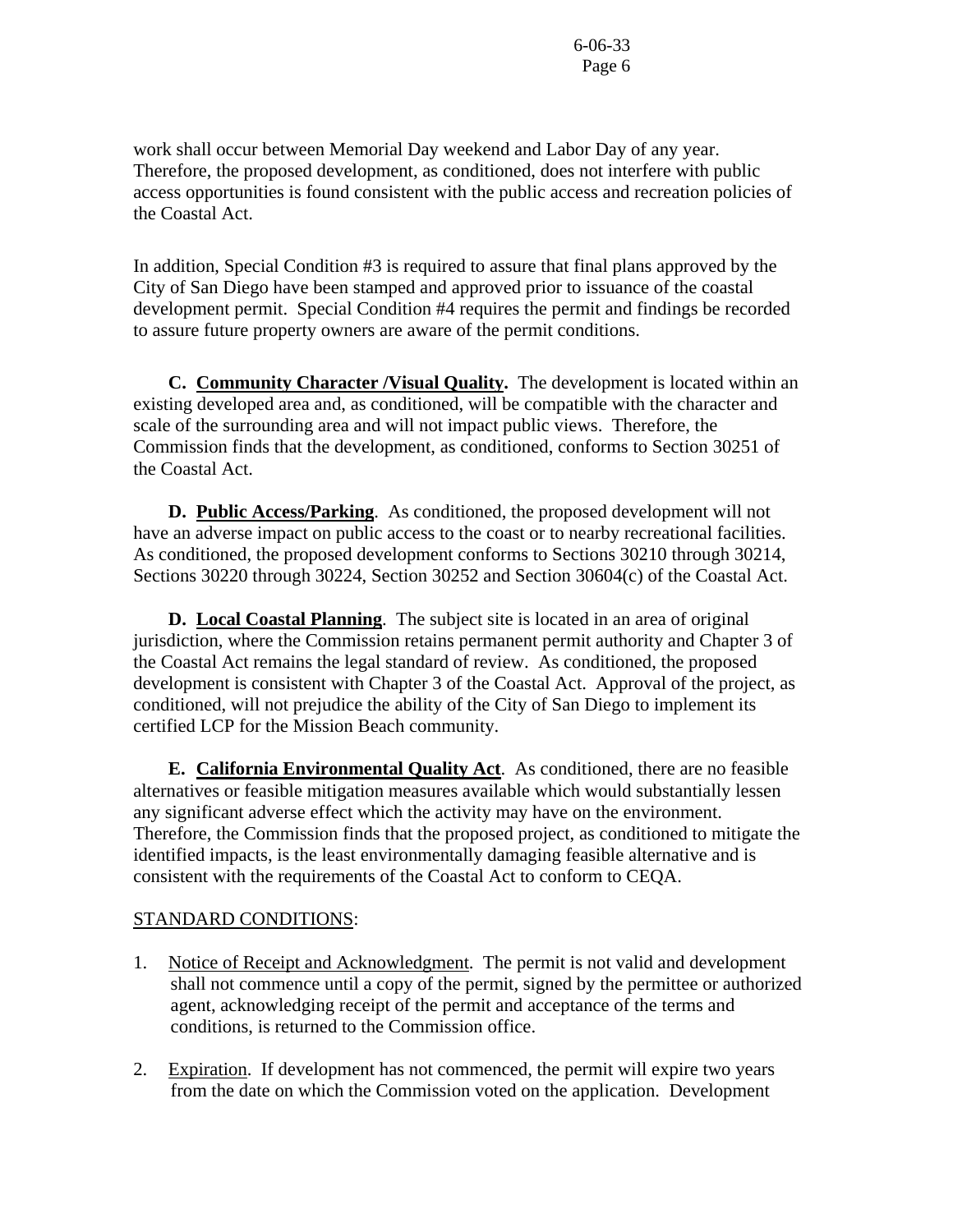work shall occur between Memorial Day weekend and Labor Day of any year. Therefore, the proposed development, as conditioned, does not interfere with public access opportunities is found consistent with the public access and recreation policies of the Coastal Act.

In addition, Special Condition #3 is required to assure that final plans approved by the City of San Diego have been stamped and approved prior to issuance of the coastal development permit. Special Condition #4 requires the permit and findings be recorded to assure future property owners are aware of the permit conditions.

**C. Community Character /Visual Quality.** The development is located within an existing developed area and, as conditioned, will be compatible with the character and scale of the surrounding area and will not impact public views. Therefore, the Commission finds that the development, as conditioned, conforms to Section 30251 of the Coastal Act.

**D. Public Access/Parking**. As conditioned, the proposed development will not have an adverse impact on public access to the coast or to nearby recreational facilities. As conditioned, the proposed development conforms to Sections 30210 through 30214, Sections 30220 through 30224, Section 30252 and Section 30604(c) of the Coastal Act.

**D. Local Coastal Planning**. The subject site is located in an area of original jurisdiction, where the Commission retains permanent permit authority and Chapter 3 of the Coastal Act remains the legal standard of review. As conditioned, the proposed development is consistent with Chapter 3 of the Coastal Act. Approval of the project, as conditioned, will not prejudice the ability of the City of San Diego to implement its certified LCP for the Mission Beach community.

**E. California Environmental Quality Act**. As conditioned, there are no feasible alternatives or feasible mitigation measures available which would substantially lessen any significant adverse effect which the activity may have on the environment. Therefore, the Commission finds that the proposed project, as conditioned to mitigate the identified impacts, is the least environmentally damaging feasible alternative and is consistent with the requirements of the Coastal Act to conform to CEQA.

STANDARD CONDITIONS:

1. Notice of Receipt and Acknowledgment. The permit is not valid and development shall not commence until a copy of the permit, signed by the permittee or authorized agent, acknowledging receipt of the permit and acceptance of the terms and conditions, is returned to the Commission office.

2. Expiration. If development has not commenced, the permit will expire two years from the date on which the Commission voted on the application. Development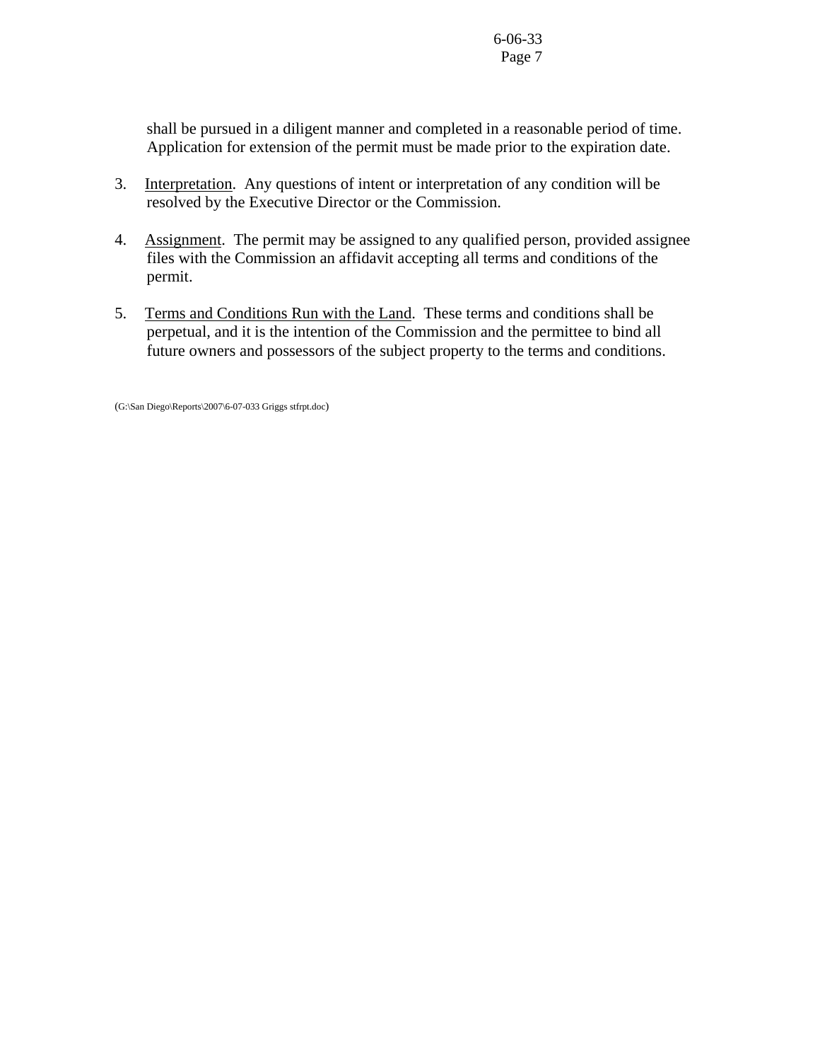shall be pursued in a diligent manner and completed in a reasonable period of time. Application for extension of the permit must be made prior to the expiration date.

3. Interpretation. Any questions of intent or interpretation of any condition will be resolved by the Executive Director or the Commission.

4. Assignment. The permit may be assigned to any qualified person, provided assignee files with the Commission an affidavit accepting all terms and conditions of the permit.

5. Terms and Conditions Run with the Land. These terms and conditions shall be perpetual, and it is the intention of the Commission and the permittee to bind all future owners and possessors of the subject property to the terms and conditions.

(G:\San Diego\Reports\2007\6-07-033 Griggs stfrpt.doc)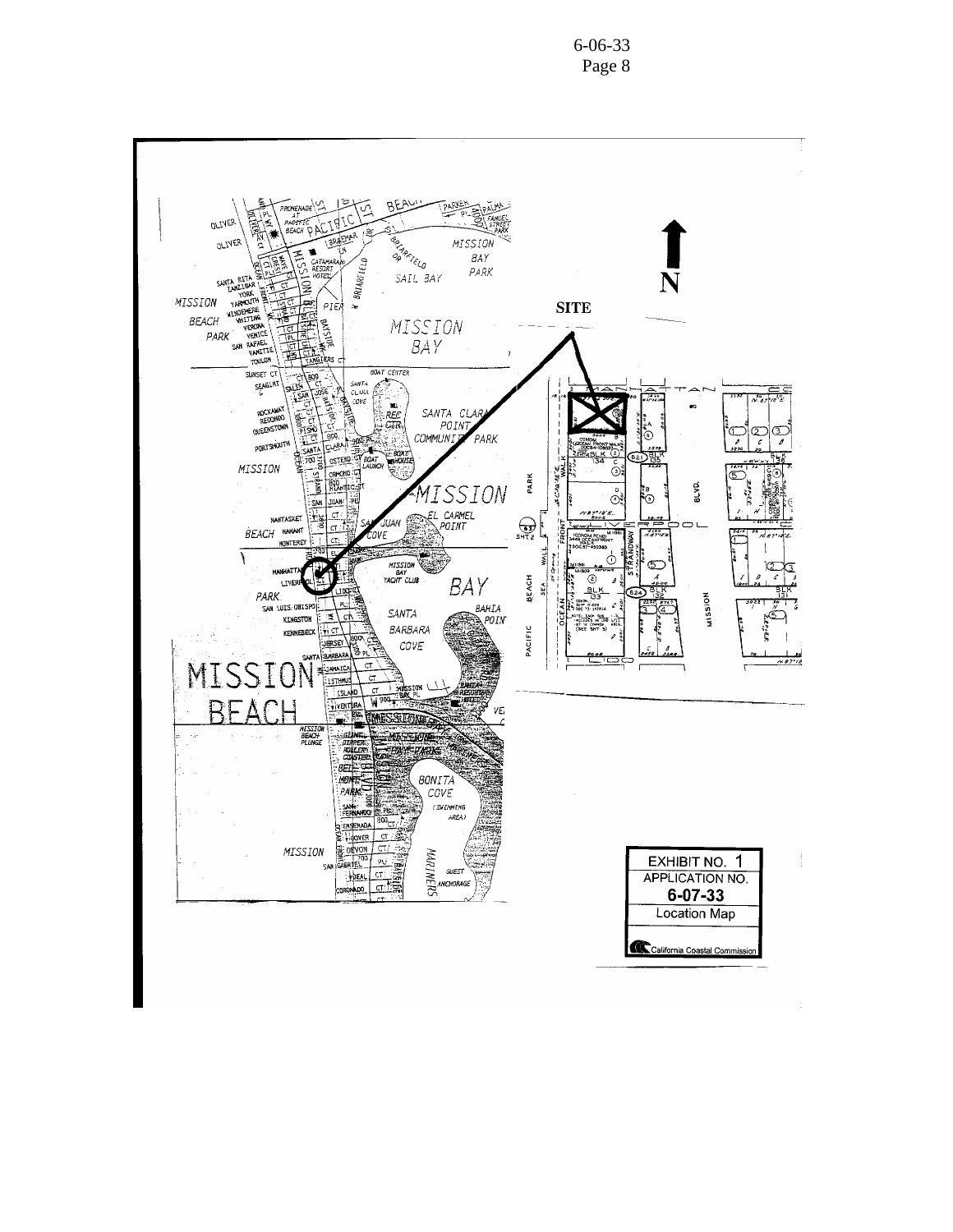EXHIBIT NO. 1

APPLICATION NO.

**6-07-33**

Location Map

California Coastal Commission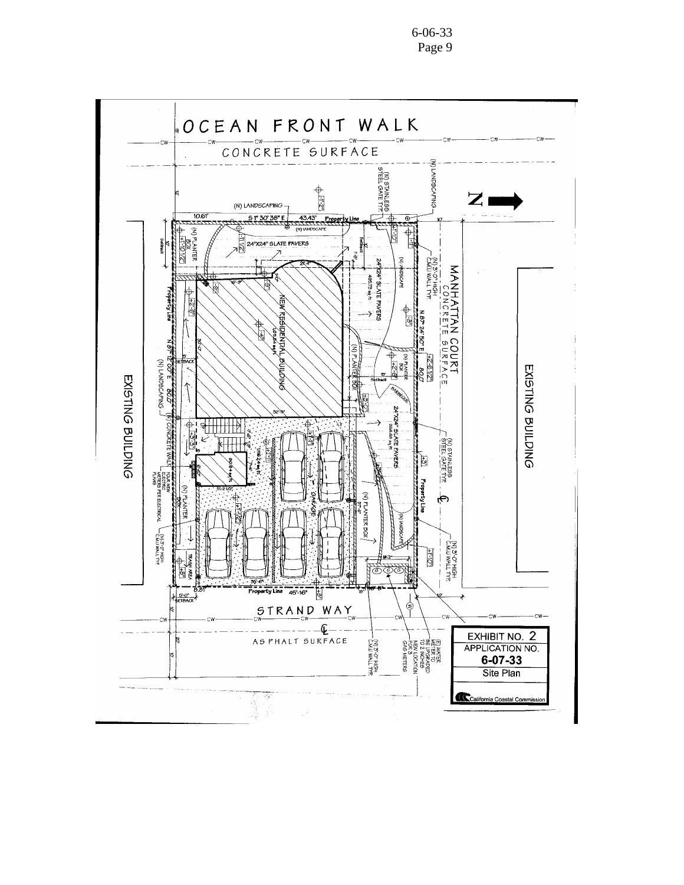OCEAN FRONT WALK

CONCRETE SURFACE

(N) LANDSCAPING

(N) STAINLESS STEEL GATE TYP.

S 1° 30' 38" E

43.43'

Property Line

24"X24" SLATE PAVERS

NEW RESIDENTIAL BUILDING

N 87° 12' 00" E 80.0'

N 87° 24' 50" E 80.0'

MANHATTAN COURT

CONCRETE SURFACE

(N) 3'-0" HIGH C.M.U WALL TYP.

(N) PLANTER BOX

BARBEQUE

GARAGE

(N) CONCRETE WALK

(N) LANDSCAPING

TRASH AREA

FOUR NEW ELECTRIC METERS PER ELECTRICAL PLANS

Property Line 45'-16"

STRAND WAY

ASPHALT SURFACE

(N) 3'-0" HIGH C.M.U WALL TYP.

(E) WATER METER TO BE UPGRADED TO 2 INCHES

NEW LOCATION FOR 3 GAS METERS

EXISTING BUILDING

EXISTING BUILDING

EXHIBIT NO. 2

APPLICATION NO.

6-07-33

Site Plan

California Coastal Commission